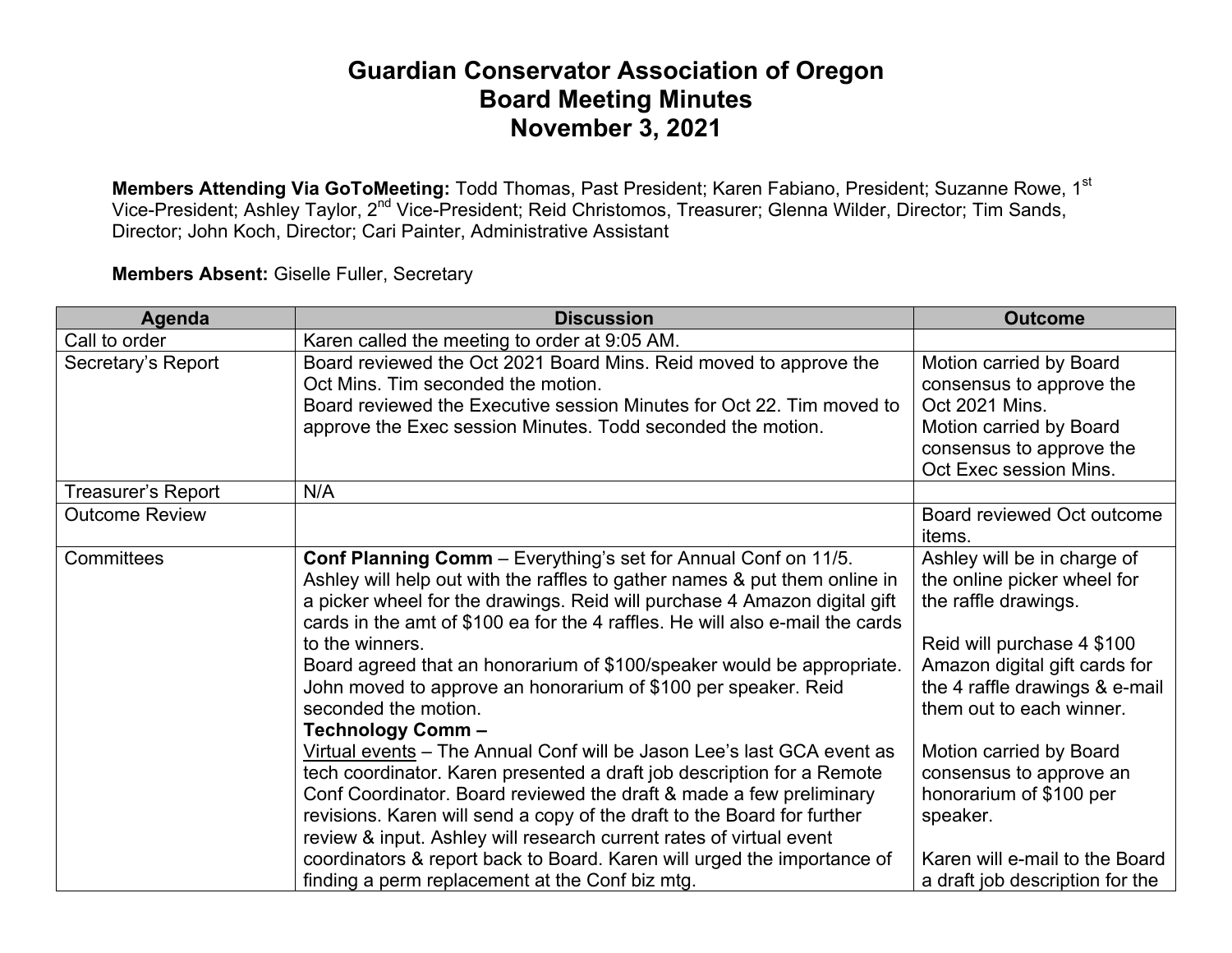# Guardian Conservator Association of Oregon
## Board Meeting Minutes
## November 3, 2021

**Members Attending Via GoToMeeting:** Todd Thomas, Past President; Karen Fabiano, President; Suzanne Rowe, 1st Vice-President; Ashley Taylor, 2nd Vice-President; Reid Christomos, Treasurer; Glenna Wilder, Director; Tim Sands, Director; John Koch, Director; Cari Painter, Administrative Assistant

**Members Absent:** Giselle Fuller, Secretary

| Agenda | Discussion | Outcome |
|---|---|---|
| Call to order | Karen called the meeting to order at 9:05 AM. | |
| Secretary's Report | Board reviewed the Oct 2021 Board Mins. Reid moved to approve the Oct Mins. Tim seconded the motion.<br>Board reviewed the Executive session Minutes for Oct 22. Tim moved to approve the Exec session Minutes. Todd seconded the motion. | Motion carried by Board consensus to approve the Oct 2021 Mins.<br>Motion carried by Board consensus to approve the Oct Exec session Mins. |
| Treasurer's Report | N/A | |
| Outcome Review | | Board reviewed Oct outcome items. |
| Committees | **Conf Planning Comm** – Everything's set for Annual Conf on 11/5. Ashley will help out with the raffles to gather names & put them online in a picker wheel for the drawings. Reid will purchase 4 Amazon digital gift cards in the amt of $100 ea for the 4 raffles. He will also e-mail the cards to the winners.<br>Board agreed that an honorarium of $100/speaker would be appropriate. John moved to approve an honorarium of $100 per speaker. Reid seconded the motion.<br>**Technology Comm –**<br>Virtual events – The Annual Conf will be Jason Lee's last GCA event as tech coordinator. Karen presented a draft job description for a Remote Conf Coordinator. Board reviewed the draft & made a few preliminary revisions. Karen will send a copy of the draft to the Board for further review & input. Ashley will research current rates of virtual event coordinators & report back to Board. Karen will urged the importance of finding a perm replacement at the Conf biz mtg. | Ashley will be in charge of the online picker wheel for the raffle drawings.<br><br>Reid will purchase 4 $100 Amazon digital gift cards for the 4 raffle drawings & e-mail them out to each winner.<br><br>Motion carried by Board consensus to approve an honorarium of $100 per speaker.<br><br>Karen will e-mail to the Board a draft job description for the |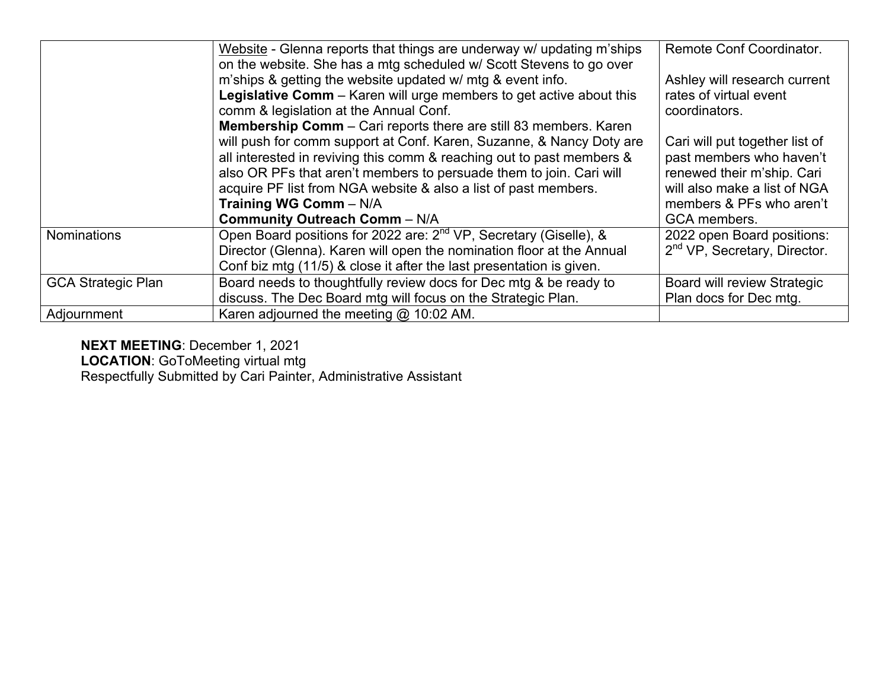| | | |
|---|---|---|
| | <u>Website</u> - Glenna reports that things are underway w/ updating m'ships on the website. She has a mtg scheduled w/ Scott Stevens to go over m'ships & getting the website updated w/ mtg & event info. **Legislative Comm** – Karen will urge members to get active about this comm & legislation at the Annual Conf. **Membership Comm** – Cari reports there are still 83 members. Karen will push for comm support at Conf. Karen, Suzanne, & Nancy Doty are all interested in reviving this comm & reaching out to past members & also OR PFs that aren't members to persuade them to join. Cari will acquire PF list from NGA website & also a list of past members. **Training WG Comm** – N/A **Community Outreach Comm** – N/A | Remote Conf Coordinator. Ashley will research current rates of virtual event coordinators. Cari will put together list of past members who haven't renewed their m'ship. Cari will also make a list of NGA members & PFs who aren't GCA members. |
| Nominations | Open Board positions for 2022 are: 2nd VP, Secretary (Giselle), & Director (Glenna). Karen will open the nomination floor at the Annual Conf biz mtg (11/5) & close it after the last presentation is given. | 2022 open Board positions: 2nd VP, Secretary, Director. |
| GCA Strategic Plan | Board needs to thoughtfully review docs for Dec mtg & be ready to discuss. The Dec Board mtg will focus on the Strategic Plan. | Board will review Strategic Plan docs for Dec mtg. |
| Adjournment | Karen adjourned the meeting @ 10:02 AM. | |

**NEXT MEETING**: December 1, 2021
**LOCATION**: GoToMeeting virtual mtg
Respectfully Submitted by Cari Painter, Administrative Assistant